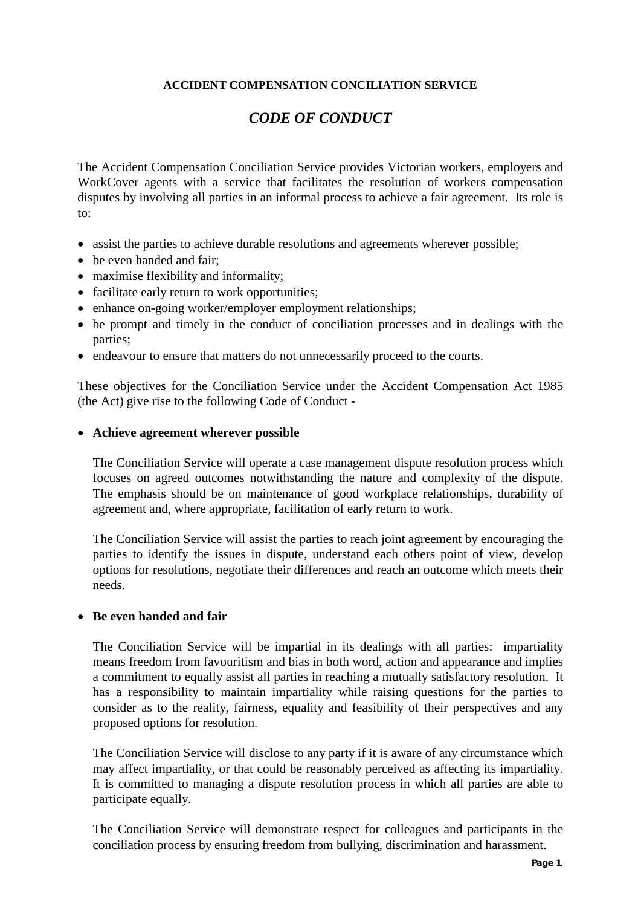**ACCIDENT COMPENSATION CONCILIATION SERVICE**

# *CODE OF CONDUCT*

The Accident Compensation Conciliation Service provides Victorian workers, employers and WorkCover agents with a service that facilitates the resolution of workers compensation disputes by involving all parties in an informal process to achieve a fair agreement. Its role is to:

- assist the parties to achieve durable resolutions and agreements wherever possible;
- be even handed and fair;
- maximise flexibility and informality;
- facilitate early return to work opportunities;
- enhance on-going worker/employer employment relationships;
- be prompt and timely in the conduct of conciliation processes and in dealings with the parties;
- endeavour to ensure that matters do not unnecessarily proceed to the courts.

These objectives for the Conciliation Service under the Accident Compensation Act 1985 (the Act) give rise to the following Code of Conduct -

- **Achieve agreement wherever possible**

  The Conciliation Service will operate a case management dispute resolution process which focuses on agreed outcomes notwithstanding the nature and complexity of the dispute. The emphasis should be on maintenance of good workplace relationships, durability of agreement and, where appropriate, facilitation of early return to work.

  The Conciliation Service will assist the parties to reach joint agreement by encouraging the parties to identify the issues in dispute, understand each others point of view, develop options for resolutions, negotiate their differences and reach an outcome which meets their needs.

- **Be even handed and fair**

  The Conciliation Service will be impartial in its dealings with all parties: impartiality means freedom from favouritism and bias in both word, action and appearance and implies a commitment to equally assist all parties in reaching a mutually satisfactory resolution. It has a responsibility to maintain impartiality while raising questions for the parties to consider as to the reality, fairness, equality and feasibility of their perspectives and any proposed options for resolution.

  The Conciliation Service will disclose to any party if it is aware of any circumstance which may affect impartiality, or that could be reasonably perceived as affecting its impartiality. It is committed to managing a dispute resolution process in which all parties are able to participate equally.

  The Conciliation Service will demonstrate respect for colleagues and participants in the conciliation process by ensuring freedom from bullying, discrimination and harassment.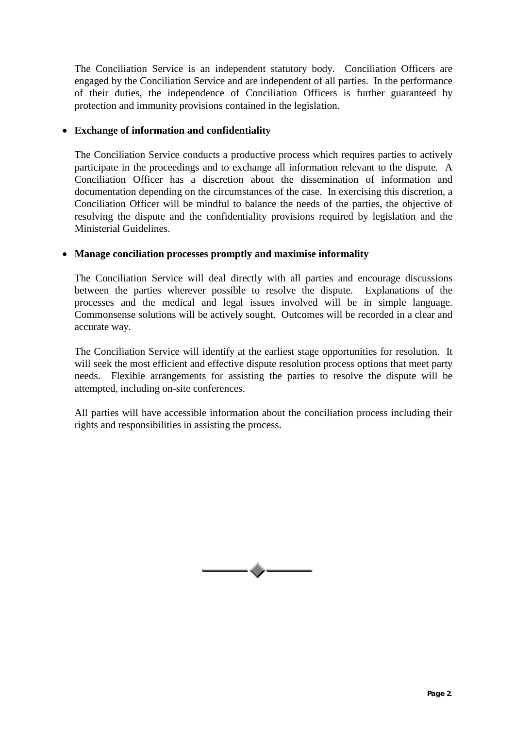The Conciliation Service is an independent statutory body. Conciliation Officers are engaged by the Conciliation Service and are independent of all parties. In the performance of their duties, the independence of Conciliation Officers is further guaranteed by protection and immunity provisions contained in the legislation.

- **Exchange of information and confidentiality**

  The Conciliation Service conducts a productive process which requires parties to actively participate in the proceedings and to exchange all information relevant to the dispute. A Conciliation Officer has a discretion about the dissemination of information and documentation depending on the circumstances of the case. In exercising this discretion, a Conciliation Officer will be mindful to balance the needs of the parties, the objective of resolving the dispute and the confidentiality provisions required by legislation and the Ministerial Guidelines.

- **Manage conciliation processes promptly and maximise informality**

  The Conciliation Service will deal directly with all parties and encourage discussions between the parties wherever possible to resolve the dispute. Explanations of the processes and the medical and legal issues involved will be in simple language. Commonsense solutions will be actively sought. Outcomes will be recorded in a clear and accurate way.

  The Conciliation Service will identify at the earliest stage opportunities for resolution. It will seek the most efficient and effective dispute resolution process options that meet party needs. Flexible arrangements for assisting the parties to resolve the dispute will be attempted, including on-site conferences.

  All parties will have accessible information about the conciliation process including their rights and responsibilities in assisting the process.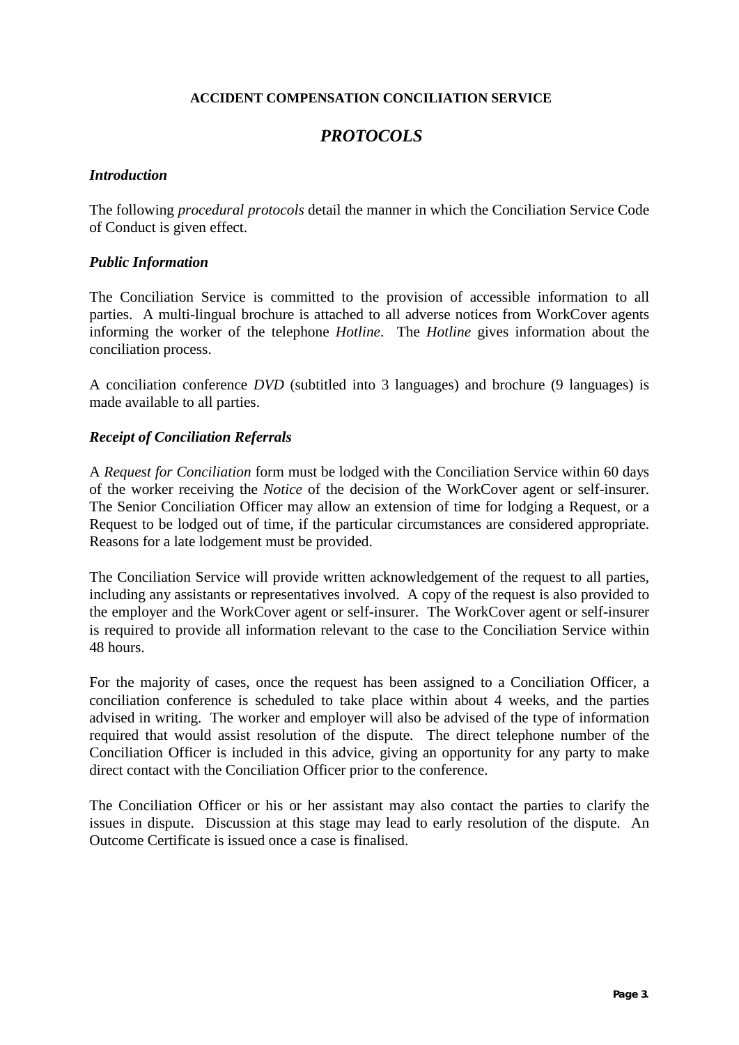**ACCIDENT COMPENSATION CONCILIATION SERVICE**

# *PROTOCOLS*

### *Introduction*

The following *procedural protocols* detail the manner in which the Conciliation Service Code of Conduct is given effect.

### *Public Information*

The Conciliation Service is committed to the provision of accessible information to all parties. A multi-lingual brochure is attached to all adverse notices from WorkCover agents informing the worker of the telephone *Hotline*. The *Hotline* gives information about the conciliation process.

A conciliation conference *DVD* (subtitled into 3 languages) and brochure (9 languages) is made available to all parties.

### *Receipt of Conciliation Referrals*

A *Request for Conciliation* form must be lodged with the Conciliation Service within 60 days of the worker receiving the *Notice* of the decision of the WorkCover agent or self-insurer. The Senior Conciliation Officer may allow an extension of time for lodging a Request, or a Request to be lodged out of time, if the particular circumstances are considered appropriate. Reasons for a late lodgement must be provided.

The Conciliation Service will provide written acknowledgement of the request to all parties, including any assistants or representatives involved. A copy of the request is also provided to the employer and the WorkCover agent or self-insurer. The WorkCover agent or self-insurer is required to provide all information relevant to the case to the Conciliation Service within 48 hours.

For the majority of cases, once the request has been assigned to a Conciliation Officer, a conciliation conference is scheduled to take place within about 4 weeks, and the parties advised in writing. The worker and employer will also be advised of the type of information required that would assist resolution of the dispute. The direct telephone number of the Conciliation Officer is included in this advice, giving an opportunity for any party to make direct contact with the Conciliation Officer prior to the conference.

The Conciliation Officer or his or her assistant may also contact the parties to clarify the issues in dispute. Discussion at this stage may lead to early resolution of the dispute. An Outcome Certificate is issued once a case is finalised.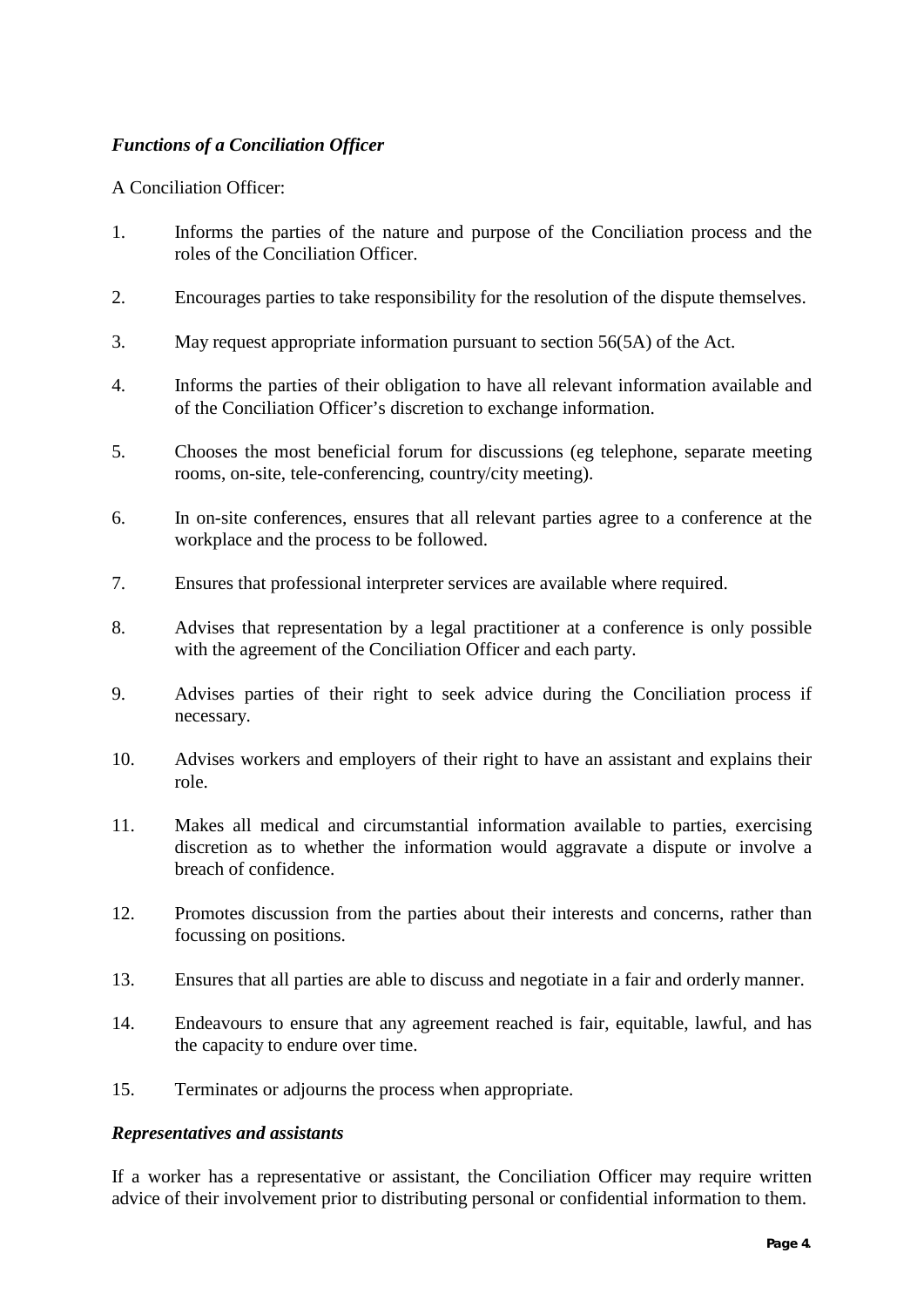### *Functions of a Conciliation Officer*

A Conciliation Officer:

1. Informs the parties of the nature and purpose of the Conciliation process and the roles of the Conciliation Officer.

2. Encourages parties to take responsibility for the resolution of the dispute themselves.

3. May request appropriate information pursuant to section 56(5A) of the Act.

4. Informs the parties of their obligation to have all relevant information available and of the Conciliation Officer's discretion to exchange information.

5. Chooses the most beneficial forum for discussions (eg telephone, separate meeting rooms, on-site, tele-conferencing, country/city meeting).

6. In on-site conferences, ensures that all relevant parties agree to a conference at the workplace and the process to be followed.

7. Ensures that professional interpreter services are available where required.

8. Advises that representation by a legal practitioner at a conference is only possible with the agreement of the Conciliation Officer and each party.

9. Advises parties of their right to seek advice during the Conciliation process if necessary.

10. Advises workers and employers of their right to have an assistant and explains their role.

11. Makes all medical and circumstantial information available to parties, exercising discretion as to whether the information would aggravate a dispute or involve a breach of confidence.

12. Promotes discussion from the parties about their interests and concerns, rather than focussing on positions.

13. Ensures that all parties are able to discuss and negotiate in a fair and orderly manner.

14. Endeavours to ensure that any agreement reached is fair, equitable, lawful, and has the capacity to endure over time.

15. Terminates or adjourns the process when appropriate.

### *Representatives and assistants*

If a worker has a representative or assistant, the Conciliation Officer may require written advice of their involvement prior to distributing personal or confidential information to them.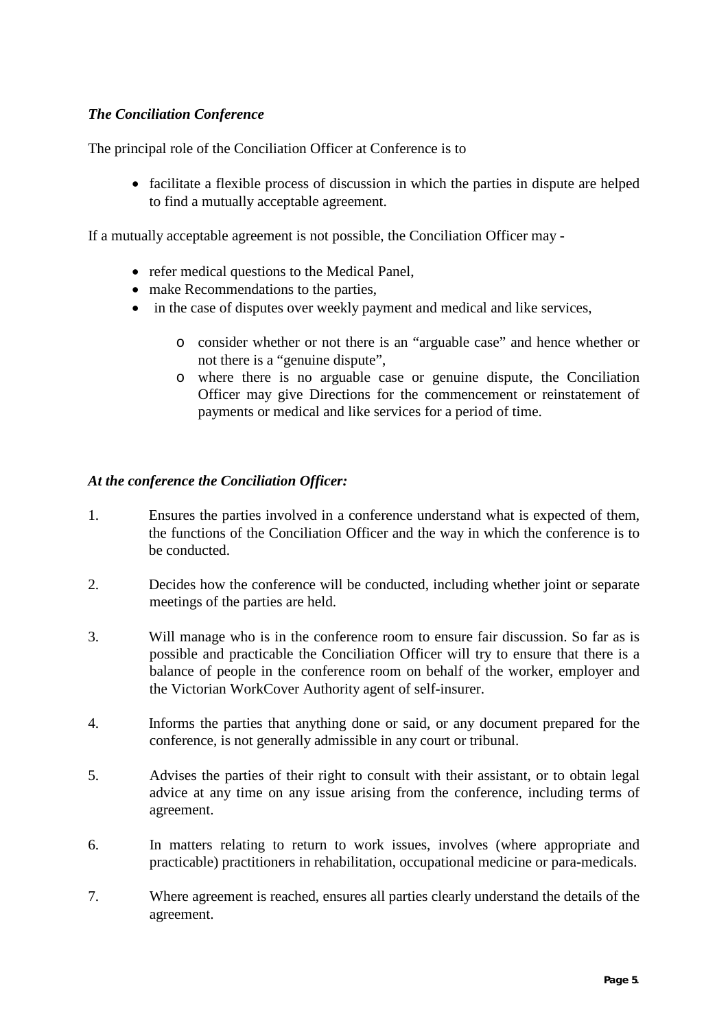### *The Conciliation Conference*

The principal role of the Conciliation Officer at Conference is to

- facilitate a flexible process of discussion in which the parties in dispute are helped to find a mutually acceptable agreement.

If a mutually acceptable agreement is not possible, the Conciliation Officer may -

- refer medical questions to the Medical Panel,
- make Recommendations to the parties,
- in the case of disputes over weekly payment and medical and like services,
    - consider whether or not there is an "arguable case" and hence whether or not there is a "genuine dispute",
    - where there is no arguable case or genuine dispute, the Conciliation Officer may give Directions for the commencement or reinstatement of payments or medical and like services for a period of time.

### *At the conference the Conciliation Officer:*

1. Ensures the parties involved in a conference understand what is expected of them, the functions of the Conciliation Officer and the way in which the conference is to be conducted.

2. Decides how the conference will be conducted, including whether joint or separate meetings of the parties are held.

3. Will manage who is in the conference room to ensure fair discussion. So far as is possible and practicable the Conciliation Officer will try to ensure that there is a balance of people in the conference room on behalf of the worker, employer and the Victorian WorkCover Authority agent of self-insurer.

4. Informs the parties that anything done or said, or any document prepared for the conference, is not generally admissible in any court or tribunal.

5. Advises the parties of their right to consult with their assistant, or to obtain legal advice at any time on any issue arising from the conference, including terms of agreement.

6. In matters relating to return to work issues, involves (where appropriate and practicable) practitioners in rehabilitation, occupational medicine or para-medicals.

7. Where agreement is reached, ensures all parties clearly understand the details of the agreement.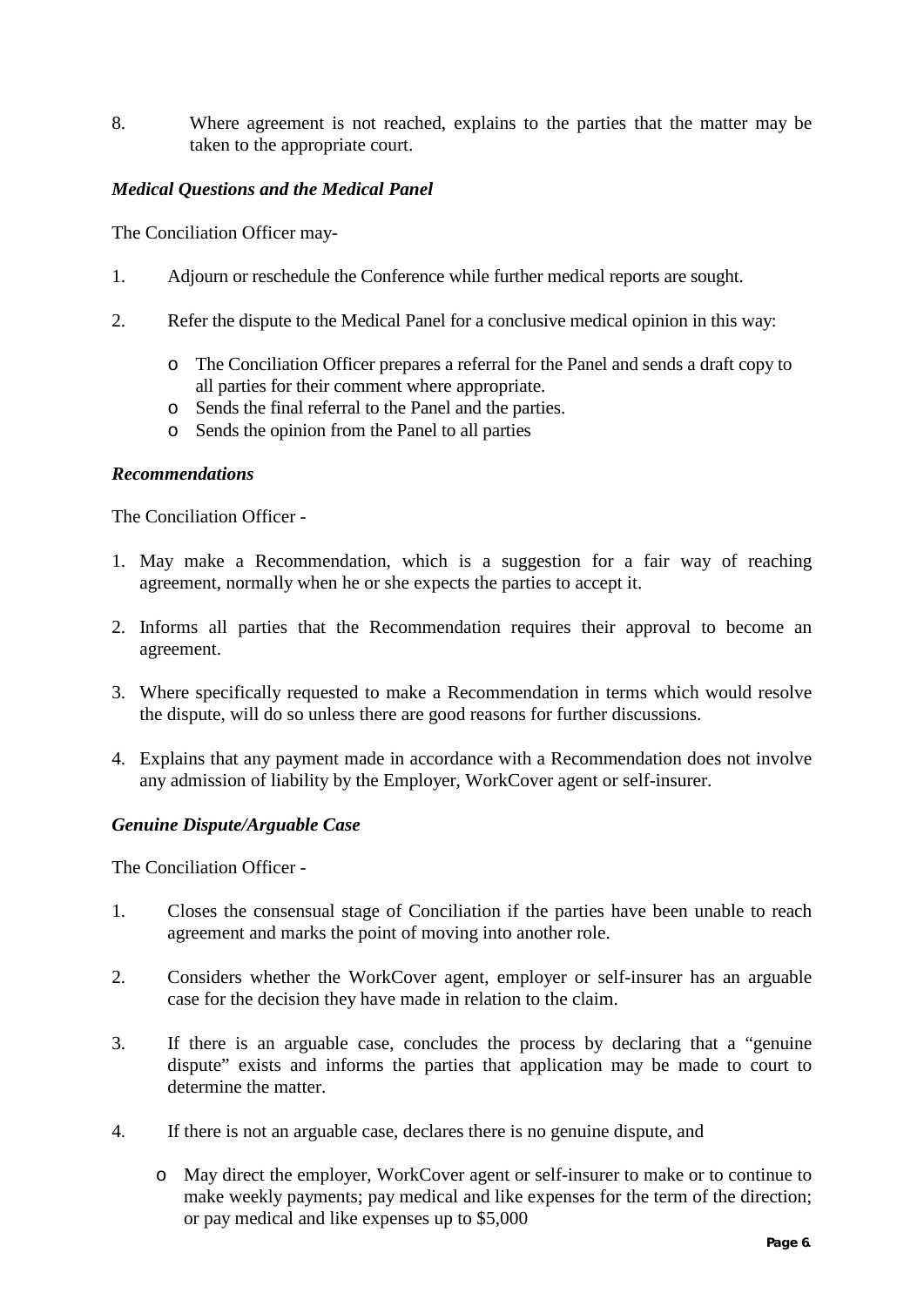8. Where agreement is not reached, explains to the parties that the matter may be taken to the appropriate court.

***Medical Questions and the Medical Panel***

The Conciliation Officer may-

1. Adjourn or reschedule the Conference while further medical reports are sought.

2. Refer the dispute to the Medical Panel for a conclusive medical opinion in this way:

   - The Conciliation Officer prepares a referral for the Panel and sends a draft copy to all parties for their comment where appropriate.
   - Sends the final referral to the Panel and the parties.
   - Sends the opinion from the Panel to all parties

***Recommendations***

The Conciliation Officer -

1. May make a Recommendation, which is a suggestion for a fair way of reaching agreement, normally when he or she expects the parties to accept it.

2. Informs all parties that the Recommendation requires their approval to become an agreement.

3. Where specifically requested to make a Recommendation in terms which would resolve the dispute, will do so unless there are good reasons for further discussions.

4. Explains that any payment made in accordance with a Recommendation does not involve any admission of liability by the Employer, WorkCover agent or self-insurer.

***Genuine Dispute/Arguable Case***

The Conciliation Officer -

1. Closes the consensual stage of Conciliation if the parties have been unable to reach agreement and marks the point of moving into another role.

2. Considers whether the WorkCover agent, employer or self-insurer has an arguable case for the decision they have made in relation to the claim.

3. If there is an arguable case, concludes the process by declaring that a "genuine dispute" exists and informs the parties that application may be made to court to determine the matter.

4. If there is not an arguable case, declares there is no genuine dispute, and

   - May direct the employer, WorkCover agent or self-insurer to make or to continue to make weekly payments; pay medical and like expenses for the term of the direction; or pay medical and like expenses up to $5,000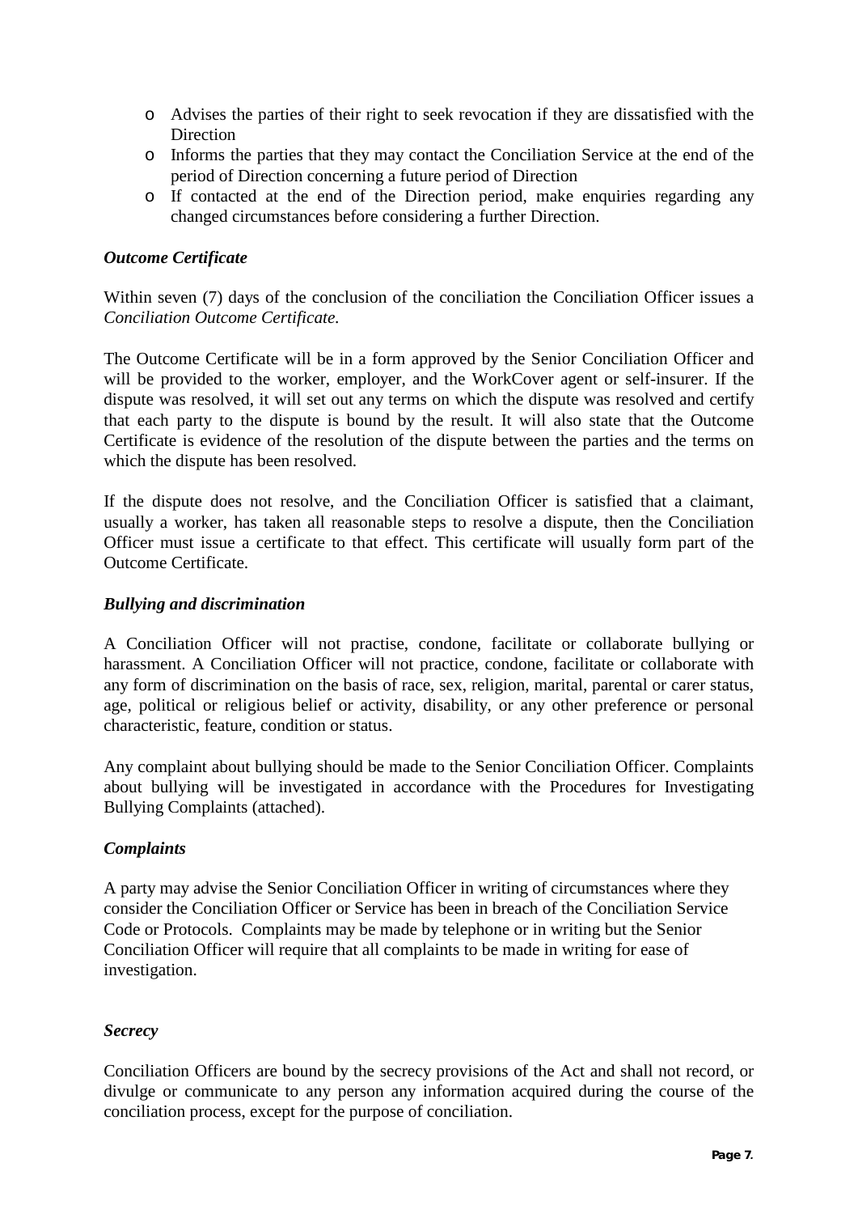- Advises the parties of their right to seek revocation if they are dissatisfied with the Direction
- Informs the parties that they may contact the Conciliation Service at the end of the period of Direction concerning a future period of Direction
- If contacted at the end of the Direction period, make enquiries regarding any changed circumstances before considering a further Direction.

***Outcome Certificate***

Within seven (7) days of the conclusion of the conciliation the Conciliation Officer issues a *Conciliation Outcome Certificate.*

The Outcome Certificate will be in a form approved by the Senior Conciliation Officer and will be provided to the worker, employer, and the WorkCover agent or self-insurer. If the dispute was resolved, it will set out any terms on which the dispute was resolved and certify that each party to the dispute is bound by the result. It will also state that the Outcome Certificate is evidence of the resolution of the dispute between the parties and the terms on which the dispute has been resolved.

If the dispute does not resolve, and the Conciliation Officer is satisfied that a claimant, usually a worker, has taken all reasonable steps to resolve a dispute, then the Conciliation Officer must issue a certificate to that effect. This certificate will usually form part of the Outcome Certificate.

***Bullying and discrimination***

A Conciliation Officer will not practise, condone, facilitate or collaborate bullying or harassment. A Conciliation Officer will not practice, condone, facilitate or collaborate with any form of discrimination on the basis of race, sex, religion, marital, parental or carer status, age, political or religious belief or activity, disability, or any other preference or personal characteristic, feature, condition or status.

Any complaint about bullying should be made to the Senior Conciliation Officer. Complaints about bullying will be investigated in accordance with the Procedures for Investigating Bullying Complaints (attached).

***Complaints***

A party may advise the Senior Conciliation Officer in writing of circumstances where they consider the Conciliation Officer or Service has been in breach of the Conciliation Service Code or Protocols. Complaints may be made by telephone or in writing but the Senior Conciliation Officer will require that all complaints to be made in writing for ease of investigation.

***Secrecy***

Conciliation Officers are bound by the secrecy provisions of the Act and shall not record, or divulge or communicate to any person any information acquired during the course of the conciliation process, except for the purpose of conciliation.